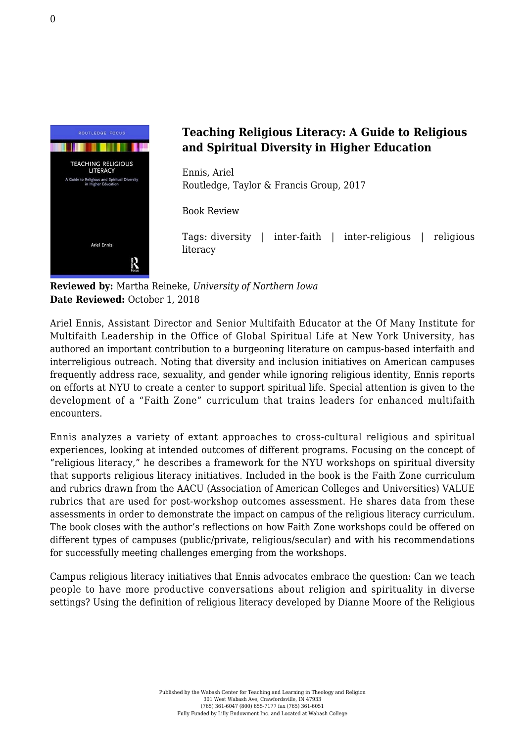# Teaching Religious Literacy: A Guide to Religious and Spiritual Diversity in Higher Education

Ennis, Ariel
Routledge, Taylor & Francis Group, 2017

Book Review

Tags: diversity | inter-faith | inter-religious | religious literacy

**Reviewed by:** Martha Reineke, *University of Northern Iowa*
**Date Reviewed:** October 1, 2018

Ariel Ennis, Assistant Director and Senior Multifaith Educator at the Of Many Institute for Multifaith Leadership in the Office of Global Spiritual Life at New York University, has authored an important contribution to a burgeoning literature on campus-based interfaith and interreligious outreach. Noting that diversity and inclusion initiatives on American campuses frequently address race, sexuality, and gender while ignoring religious identity, Ennis reports on efforts at NYU to create a center to support spiritual life. Special attention is given to the development of a "Faith Zone" curriculum that trains leaders for enhanced multifaith encounters.

Ennis analyzes a variety of extant approaches to cross-cultural religious and spiritual experiences, looking at intended outcomes of different programs. Focusing on the concept of "religious literacy," he describes a framework for the NYU workshops on spiritual diversity that supports religious literacy initiatives. Included in the book is the Faith Zone curriculum and rubrics drawn from the AACU (Association of American Colleges and Universities) VALUE rubrics that are used for post-workshop outcomes assessment. He shares data from these assessments in order to demonstrate the impact on campus of the religious literacy curriculum. The book closes with the author's reflections on how Faith Zone workshops could be offered on different types of campuses (public/private, religious/secular) and with his recommendations for successfully meeting challenges emerging from the workshops.

Campus religious literacy initiatives that Ennis advocates embrace the question: Can we teach people to have more productive conversations about religion and spirituality in diverse settings? Using the definition of religious literacy developed by Dianne Moore of the Religious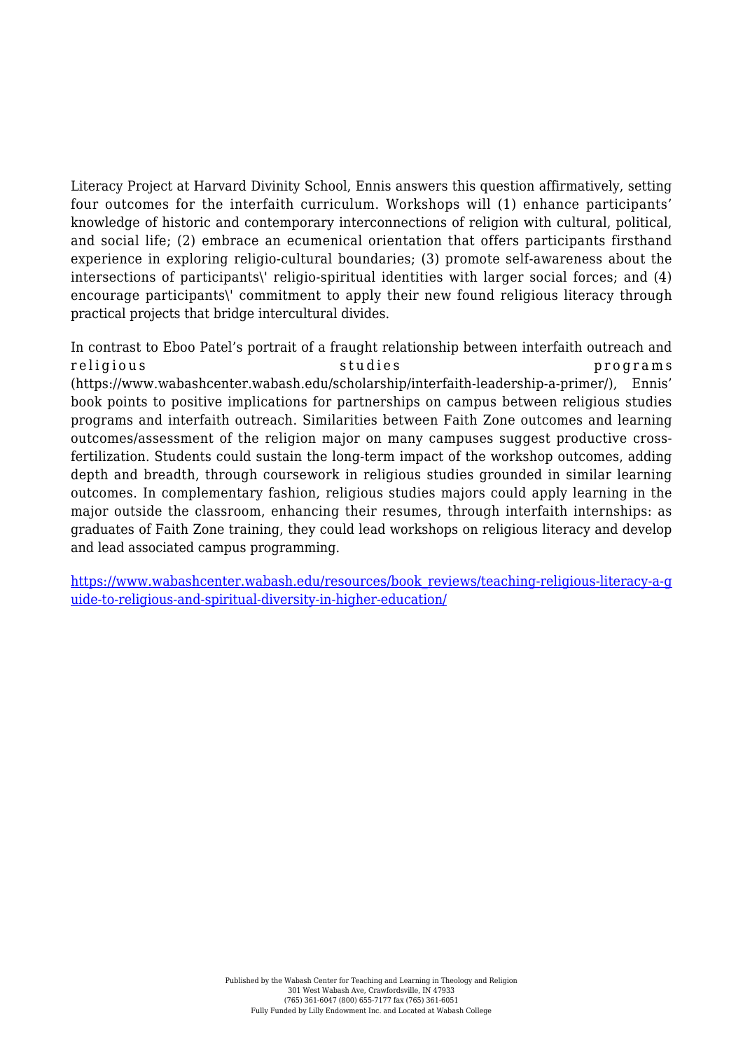Literacy Project at Harvard Divinity School, Ennis answers this question affirmatively, setting four outcomes for the interfaith curriculum. Workshops will (1) enhance participants' knowledge of historic and contemporary interconnections of religion with cultural, political, and social life; (2) embrace an ecumenical orientation that offers participants firsthand experience in exploring religio-cultural boundaries; (3) promote self-awareness about the intersections of participants\' religio-spiritual identities with larger social forces; and (4) encourage participants\' commitment to apply their new found religious literacy through practical projects that bridge intercultural divides.

In contrast to Eboo Patel's portrait of a fraught relationship between interfaith outreach and religious studies programs (https://www.wabashcenter.wabash.edu/scholarship/interfaith-leadership-a-primer/), Ennis' book points to positive implications for partnerships on campus between religious studies programs and interfaith outreach. Similarities between Faith Zone outcomes and learning outcomes/assessment of the religion major on many campuses suggest productive cross-fertilization. Students could sustain the long-term impact of the workshop outcomes, adding depth and breadth, through coursework in religious studies grounded in similar learning outcomes. In complementary fashion, religious studies majors could apply learning in the major outside the classroom, enhancing their resumes, through interfaith internships: as graduates of Faith Zone training, they could lead workshops on religious literacy and develop and lead associated campus programming.

[https://www.wabashcenter.wabash.edu/resources/book_reviews/teaching-religious-literacy-a-guide-to-religious-and-spiritual-diversity-in-higher-education/](https://www.wabashcenter.wabash.edu/resources/book_reviews/teaching-religious-literacy-a-guide-to-religious-and-spiritual-diversity-in-higher-education/)